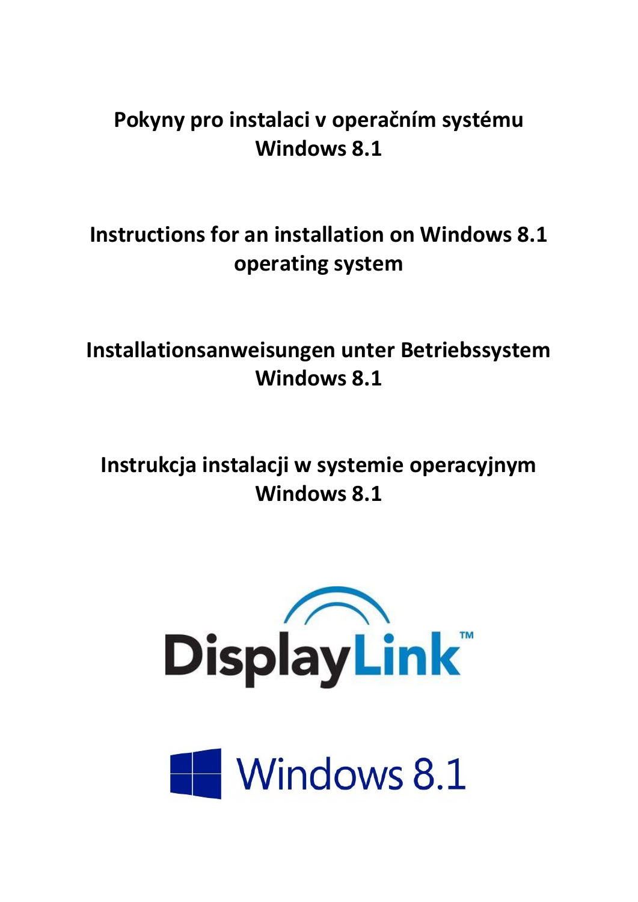# Pokyny pro instalaci v operačním systému Windows 8.1

# Instructions for an installation on Windows 8.1 operating system

# Installationsanweisungen unter Betriebssystem Windows 8.1

# Instrukcja instalacji w systemie operacyjnym Windows 8.1

DisplayLink™

Windows 8.1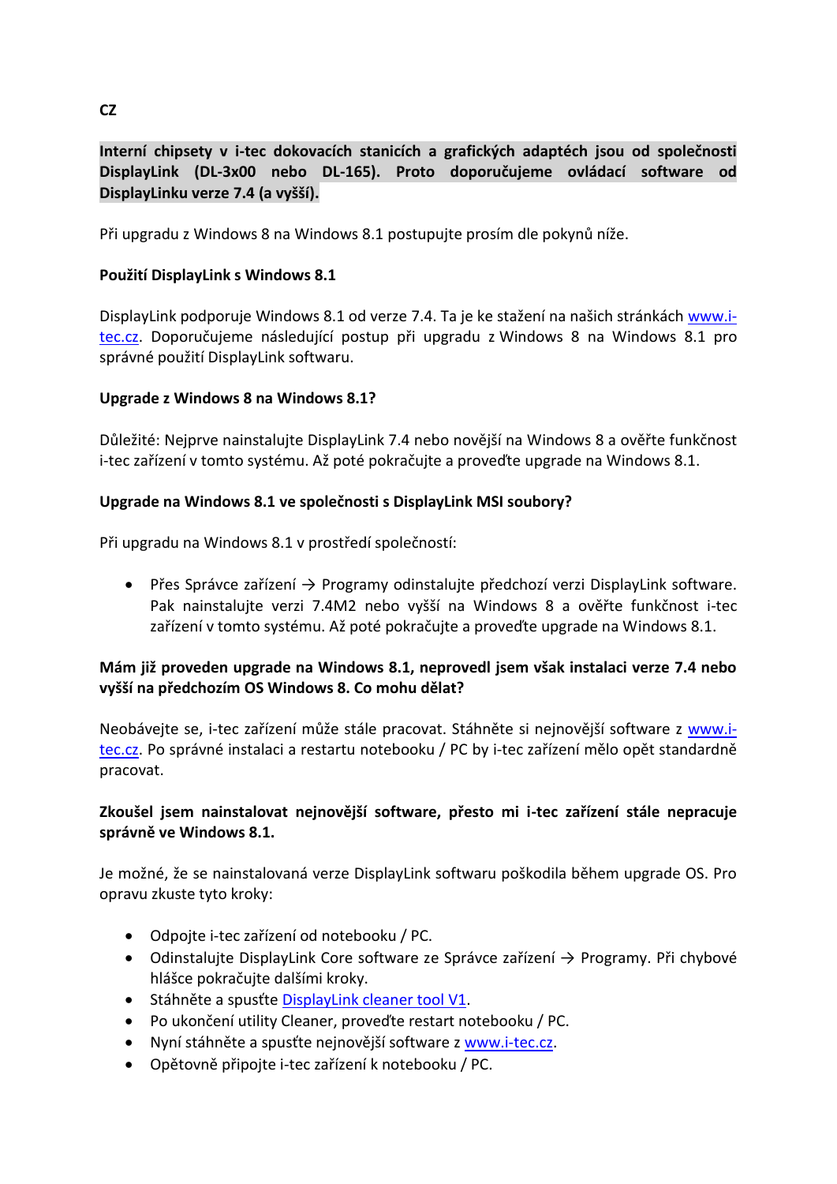**CZ**

**Interní chipsety v i-tec dokovacích stanicích a grafických adaptéch jsou od společnosti DisplayLink (DL-3x00 nebo DL-165). Proto doporučujeme ovládací software od DisplayLinku verze 7.4 (a vyšší).**

Při upgradu z Windows 8 na Windows 8.1 postupujte prosím dle pokynů níže.

**Použití DisplayLink s Windows 8.1**

DisplayLink podporuje Windows 8.1 od verze 7.4. Ta je ke stažení na našich stránkách www.i-tec.cz. Doporučujeme následující postup při upgradu z Windows 8 na Windows 8.1 pro správné použití DisplayLink softwaru.

**Upgrade z Windows 8 na Windows 8.1?**

Důležité: Nejprve nainstalujte DisplayLink 7.4 nebo novější na Windows 8 a ověřte funkčnost i-tec zařízení v tomto systému. Až poté pokračujte a proveďte upgrade na Windows 8.1.

**Upgrade na Windows 8.1 ve společnosti s DisplayLink MSI soubory?**

Při upgradu na Windows 8.1 v prostředí společností:

- Přes Správce zařízení → Programy odinstalujte předchozí verzi DisplayLink software. Pak nainstalujte verzi 7.4M2 nebo vyšší na Windows 8 a ověřte funkčnost i-tec zařízení v tomto systému. Až poté pokračujte a proveďte upgrade na Windows 8.1.

**Mám již proveden upgrade na Windows 8.1, neprovedl jsem však instalaci verze 7.4 nebo vyšší na předchozím OS Windows 8. Co mohu dělat?**

Neobávejte se, i-tec zařízení může stále pracovat. Stáhněte si nejnovější software z www.i-tec.cz. Po správné instalaci a restartu notebooku / PC by i-tec zařízení mělo opět standardně pracovat.

**Zkoušel jsem nainstalovat nejnovější software, přesto mi i-tec zařízení stále nepracuje správně ve Windows 8.1.**

Je možné, že se nainstalovaná verze DisplayLink softwaru poškodila během upgrade OS. Pro opravu zkuste tyto kroky:

- Odpojte i-tec zařízení od notebooku / PC.
- Odinstalujte DisplayLink Core software ze Správce zařízení → Programy. Při chybové hlášce pokračujte dalšími kroky.
- Stáhněte a spusťte DisplayLink cleaner tool V1.
- Po ukončení utility Cleaner, proveďte restart notebooku / PC.
- Nyní stáhněte a spusťte nejnovější software z www.i-tec.cz.
- Opětovně připojte i-tec zařízení k notebooku / PC.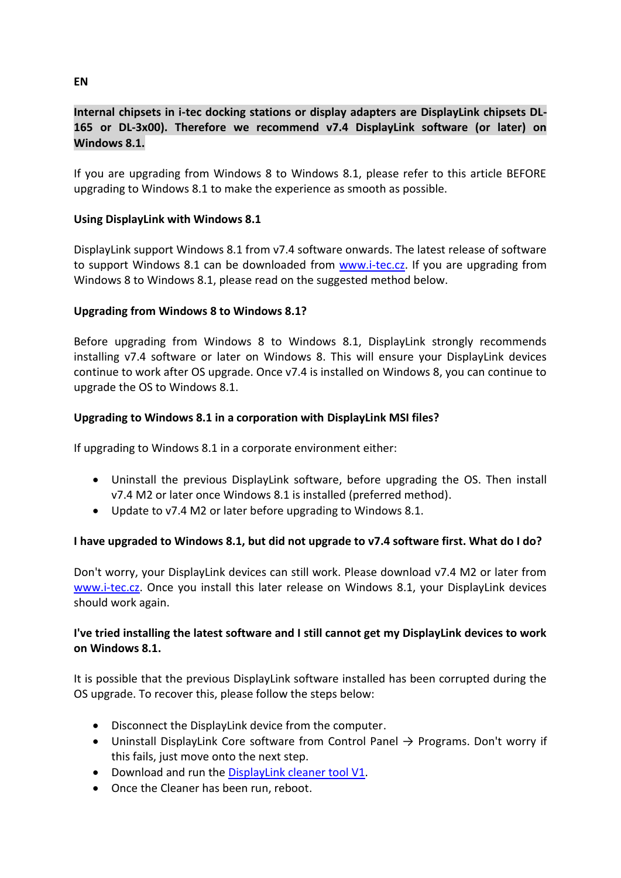**EN**

**Internal chipsets in i-tec docking stations or display adapters are DisplayLink chipsets DL-165 or DL-3x00). Therefore we recommend v7.4 DisplayLink software (or later) on Windows 8.1.**

If you are upgrading from Windows 8 to Windows 8.1, please refer to this article BEFORE upgrading to Windows 8.1 to make the experience as smooth as possible.

**Using DisplayLink with Windows 8.1**

DisplayLink support Windows 8.1 from v7.4 software onwards. The latest release of software to support Windows 8.1 can be downloaded from [www.i-tec.cz](www.i-tec.cz). If you are upgrading from Windows 8 to Windows 8.1, please read on the suggested method below.

**Upgrading from Windows 8 to Windows 8.1?**

Before upgrading from Windows 8 to Windows 8.1, DisplayLink strongly recommends installing v7.4 software or later on Windows 8. This will ensure your DisplayLink devices continue to work after OS upgrade. Once v7.4 is installed on Windows 8, you can continue to upgrade the OS to Windows 8.1.

**Upgrading to Windows 8.1 in a corporation with DisplayLink MSI files?**

If upgrading to Windows 8.1 in a corporate environment either:

- Uninstall the previous DisplayLink software, before upgrading the OS. Then install v7.4 M2 or later once Windows 8.1 is installed (preferred method).
- Update to v7.4 M2 or later before upgrading to Windows 8.1.

**I have upgraded to Windows 8.1, but did not upgrade to v7.4 software first. What do I do?**

Don't worry, your DisplayLink devices can still work. Please download v7.4 M2 or later from [www.i-tec.cz](www.i-tec.cz). Once you install this later release on Windows 8.1, your DisplayLink devices should work again.

**I've tried installing the latest software and I still cannot get my DisplayLink devices to work on Windows 8.1.**

It is possible that the previous DisplayLink software installed has been corrupted during the OS upgrade. To recover this, please follow the steps below:

- Disconnect the DisplayLink device from the computer.
- Uninstall DisplayLink Core software from Control Panel → Programs. Don't worry if this fails, just move onto the next step.
- Download and run the DisplayLink cleaner tool V1.
- Once the Cleaner has been run, reboot.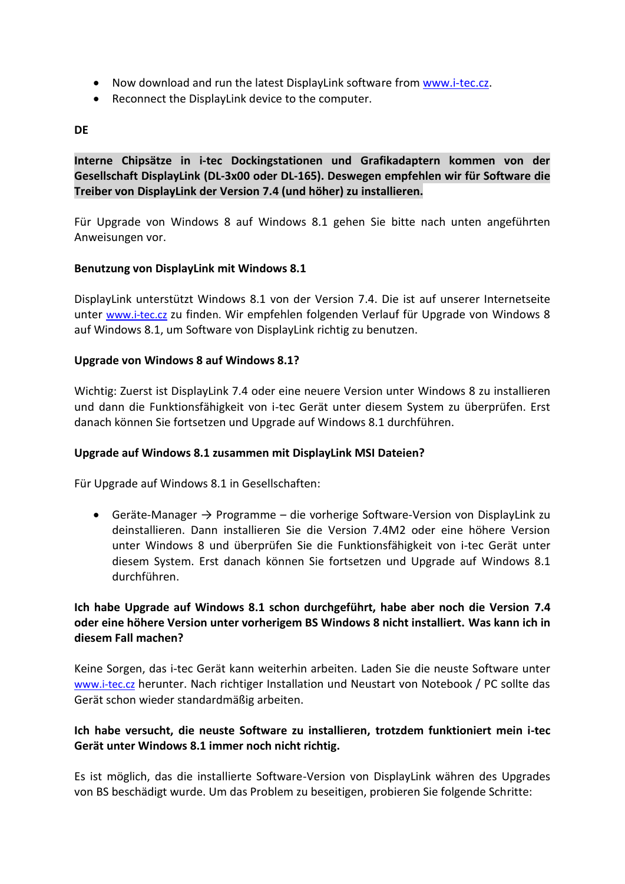- Now download and run the latest DisplayLink software from www.i-tec.cz.
- Reconnect the DisplayLink device to the computer.

**DE**

**Interne Chipsätze in i-tec Dockingstationen und Grafikadaptern kommen von der Gesellschaft DisplayLink (DL-3x00 oder DL-165). Deswegen empfehlen wir für Software die Treiber von DisplayLink der Version 7.4 (und höher) zu installieren.**

Für Upgrade von Windows 8 auf Windows 8.1 gehen Sie bitte nach unten angeführten Anweisungen vor.

**Benutzung von DisplayLink mit Windows 8.1**

DisplayLink unterstützt Windows 8.1 von der Version 7.4. Die ist auf unserer Internetseite unter www.i-tec.cz zu finden. Wir empfehlen folgenden Verlauf für Upgrade von Windows 8 auf Windows 8.1, um Software von DisplayLink richtig zu benutzen.

**Upgrade von Windows 8 auf Windows 8.1?**

Wichtig: Zuerst ist DisplayLink 7.4 oder eine neuere Version unter Windows 8 zu installieren und dann die Funktionsfähigkeit von i-tec Gerät unter diesem System zu überprüfen. Erst danach können Sie fortsetzen und Upgrade auf Windows 8.1 durchführen.

**Upgrade auf Windows 8.1 zusammen mit DisplayLink MSI Dateien?**

Für Upgrade auf Windows 8.1 in Gesellschaften:

- Geräte-Manager → Programme – die vorherige Software-Version von DisplayLink zu deinstallieren. Dann installieren Sie die Version 7.4M2 oder eine höhere Version unter Windows 8 und überprüfen Sie die Funktionsfähigkeit von i-tec Gerät unter diesem System. Erst danach können Sie fortsetzen und Upgrade auf Windows 8.1 durchführen.

**Ich habe Upgrade auf Windows 8.1 schon durchgeführt, habe aber noch die Version 7.4 oder eine höhere Version unter vorherigem BS Windows 8 nicht installiert. Was kann ich in diesem Fall machen?**

Keine Sorgen, das i-tec Gerät kann weiterhin arbeiten. Laden Sie die neuste Software unter www.i-tec.cz herunter. Nach richtiger Installation und Neustart von Notebook / PC sollte das Gerät schon wieder standardmäßig arbeiten.

**Ich habe versucht, die neuste Software zu installieren, trotzdem funktioniert mein i-tec Gerät unter Windows 8.1 immer noch nicht richtig.**

Es ist möglich, das die installierte Software-Version von DisplayLink währen des Upgrades von BS beschädigt wurde. Um das Problem zu beseitigen, probieren Sie folgende Schritte: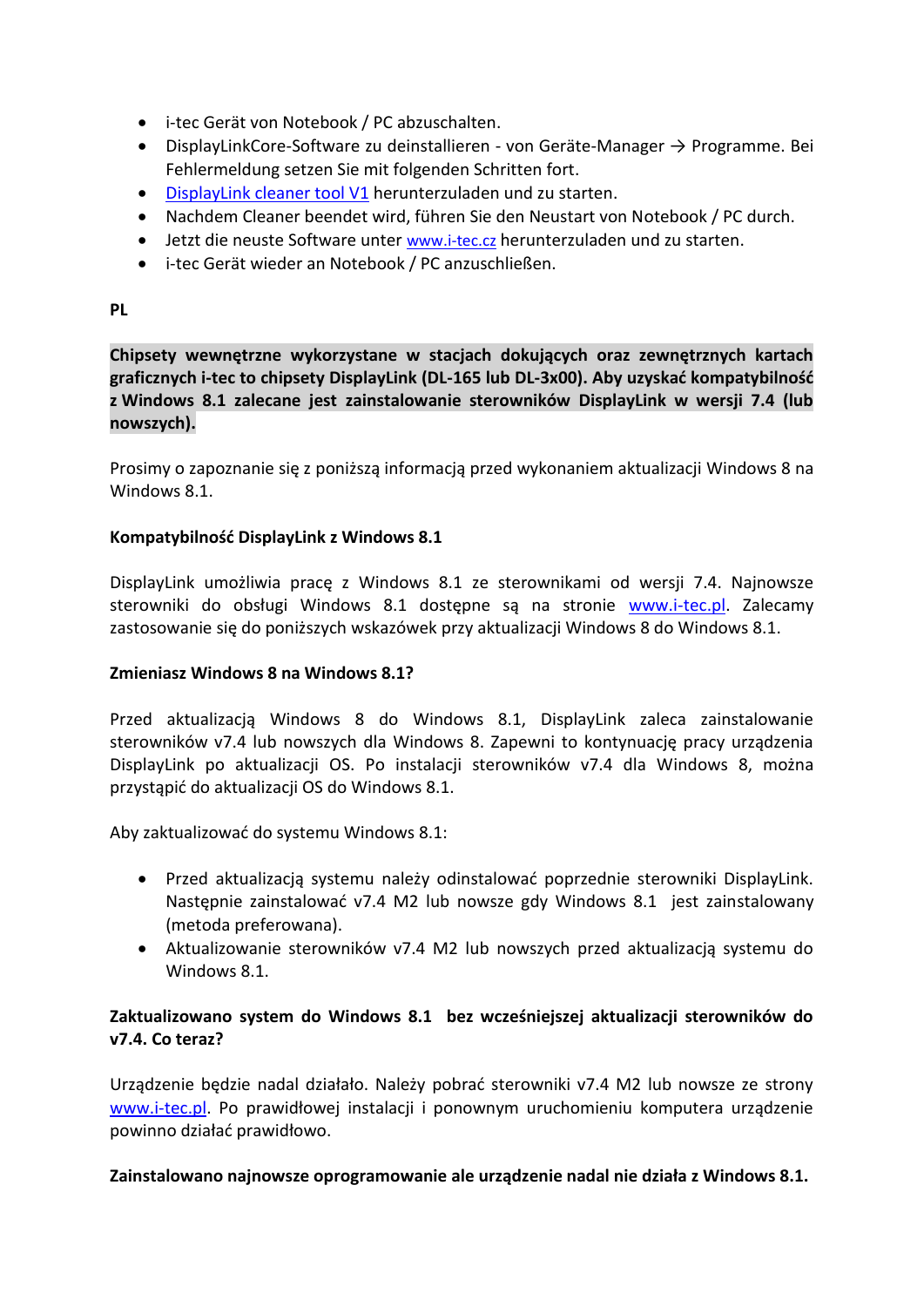- i-tec Gerät von Notebook / PC abzuschalten.
- DisplayLinkCore-Software zu deinstallieren - von Geräte-Manager → Programme. Bei Fehlermeldung setzen Sie mit folgenden Schritten fort.
- DisplayLink cleaner tool V1 herunterzuladen und zu starten.
- Nachdem Cleaner beendet wird, führen Sie den Neustart von Notebook / PC durch.
- Jetzt die neuste Software unter www.i-tec.cz herunterzuladen und zu starten.
- i-tec Gerät wieder an Notebook / PC anzuschließen.

**PL**

**Chipsety wewnętrzne wykorzystane w stacjach dokujących oraz zewnętrznych kartach graficznych i-tec to chipsety DisplayLink (DL-165 lub DL-3x00). Aby uzyskać kompatybilność z Windows 8.1 zalecane jest zainstalowanie sterowników DisplayLink w wersji 7.4 (lub nowszych).**

Prosimy o zapoznanie się z poniższą informacją przed wykonaniem aktualizacji Windows 8 na Windows 8.1.

**Kompatybilność DisplayLink z Windows 8.1**

DisplayLink umożliwia pracę z Windows 8.1 ze sterownikami od wersji 7.4. Najnowsze sterowniki do obsługi Windows 8.1 dostępne są na stronie www.i-tec.pl. Zalecamy zastosowanie się do poniższych wskazówek przy aktualizacji Windows 8 do Windows 8.1.

**Zmieniasz Windows 8 na Windows 8.1?**

Przed aktualizacją Windows 8 do Windows 8.1, DisplayLink zaleca zainstalowanie sterowników v7.4 lub nowszych dla Windows 8. Zapewni to kontynuację pracy urządzenia DisplayLink po aktualizacji OS. Po instalacji sterowników v7.4 dla Windows 8, można przystąpić do aktualizacji OS do Windows 8.1.

Aby zaktualizować do systemu Windows 8.1:

- Przed aktualizacją systemu należy odinstalować poprzednie sterowniki DisplayLink. Następnie zainstalować v7.4 M2 lub nowsze gdy Windows 8.1 jest zainstalowany (metoda preferowana).
- Aktualizowanie sterowników v7.4 M2 lub nowszych przed aktualizacją systemu do Windows 8.1.

**Zaktualizowano system do Windows 8.1 bez wcześniejszej aktualizacji sterowników do v7.4. Co teraz?**

Urządzenie będzie nadal działało. Należy pobrać sterowniki v7.4 M2 lub nowsze ze strony www.i-tec.pl. Po prawidłowej instalacji i ponownym uruchomieniu komputera urządzenie powinno działać prawidłowo.

**Zainstalowano najnowsze oprogramowanie ale urządzenie nadal nie działa z Windows 8.1.**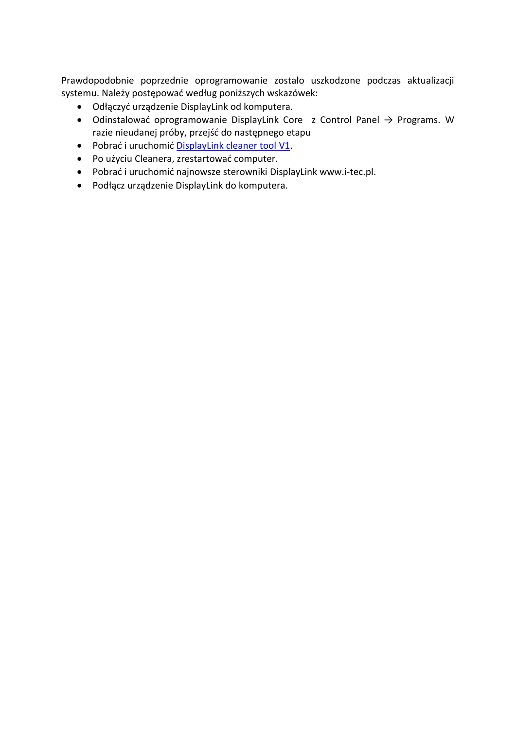Prawdopodobnie poprzednie oprogramowanie zostało uszkodzone podczas aktualizacji systemu. Należy postępować według poniższych wskazówek:

- Odłączyć urządzenie DisplayLink od komputera.
- Odinstalować oprogramowanie DisplayLink Core z Control Panel → Programs. W razie nieudanej próby, przejść do następnego etapu
- Pobrać i uruchomić DisplayLink cleaner tool V1.
- Po użyciu Cleanera, zrestartować computer.
- Pobrać i uruchomić najnowsze sterowniki DisplayLink www.i-tec.pl.
- Podłącz urządzenie DisplayLink do komputera.